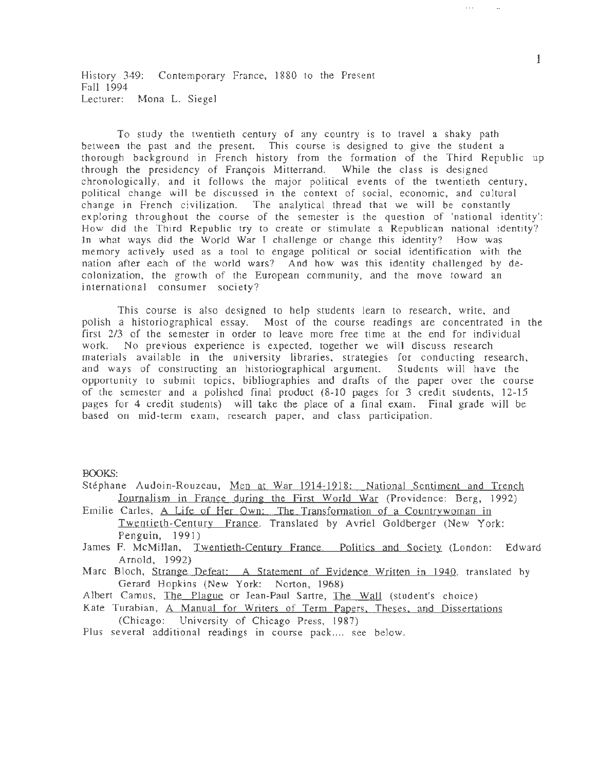History 349: Contemporary France, 1880 to the Present
Fall 1994
Lecturer: Mona L. Siegel

To study the twentieth century of any country is to travel a shaky path between the past and the present. This course is designed to give the student a thorough background in French history from the formation of the Third Republic up through the presidency of François Mitterrand. While the class is designed chronologically, and it follows the major political events of the twentieth century, political change will be discussed in the context of social, economic, and cultural change in French civilization. The analytical thread that we will be constantly exploring throughout the course of the semester is the question of 'national identity': How did the Third Republic try to create or stimulate a Republican national identity? In what ways did the World War I challenge or change this identity? How was memory actively used as a tool to engage political or social identification with the nation after each of the world wars? And how was this identity challenged by de-colonization, the growth of the European community, and the move toward an international consumer society?

This course is also designed to help students learn to research, write, and polish a historiographical essay. Most of the course readings are concentrated in the first 2/3 of the semester in order to leave more free time at the end for individual work. No previous experience is expected, together we will discuss research materials available in the university libraries, strategies for conducting research, and ways of constructing an historiographical argument. Students will have the opportunity to submit topics, bibliographies and drafts of the paper over the course of the semester and a polished final product (8-10 pages for 3 credit students, 12-15 pages for 4 credit students) will take the place of a final exam. Final grade will be based on mid-term exam, research paper, and class participation.

BOOKS:

Stéphane Audoin-Rouzeau, Men at War 1914-1918: National Sentiment and Trench Journalism in France during the First World War (Providence: Berg, 1992)

Emilie Carles, A Life of Her Own: The Transformation of a Countrywoman in Twentieth-Century France. Translated by Avriel Goldberger (New York: Penguin, 1991)

James F. McMillan, Twentieth-Century France. Politics and Society (London: Edward Arnold, 1992)

Marc Bloch, Strange Defeat: A Statement of Evidence Written in 1940, translated by Gerard Hopkins (New York: Norton, 1968)

Albert Camus, The Plague or Jean-Paul Sartre, The Wall (student's choice)

Kate Turabian, A Manual for Writers of Term Papers, Theses, and Dissertations (Chicago: University of Chicago Press, 1987)

Plus several additional readings in course pack.... see below.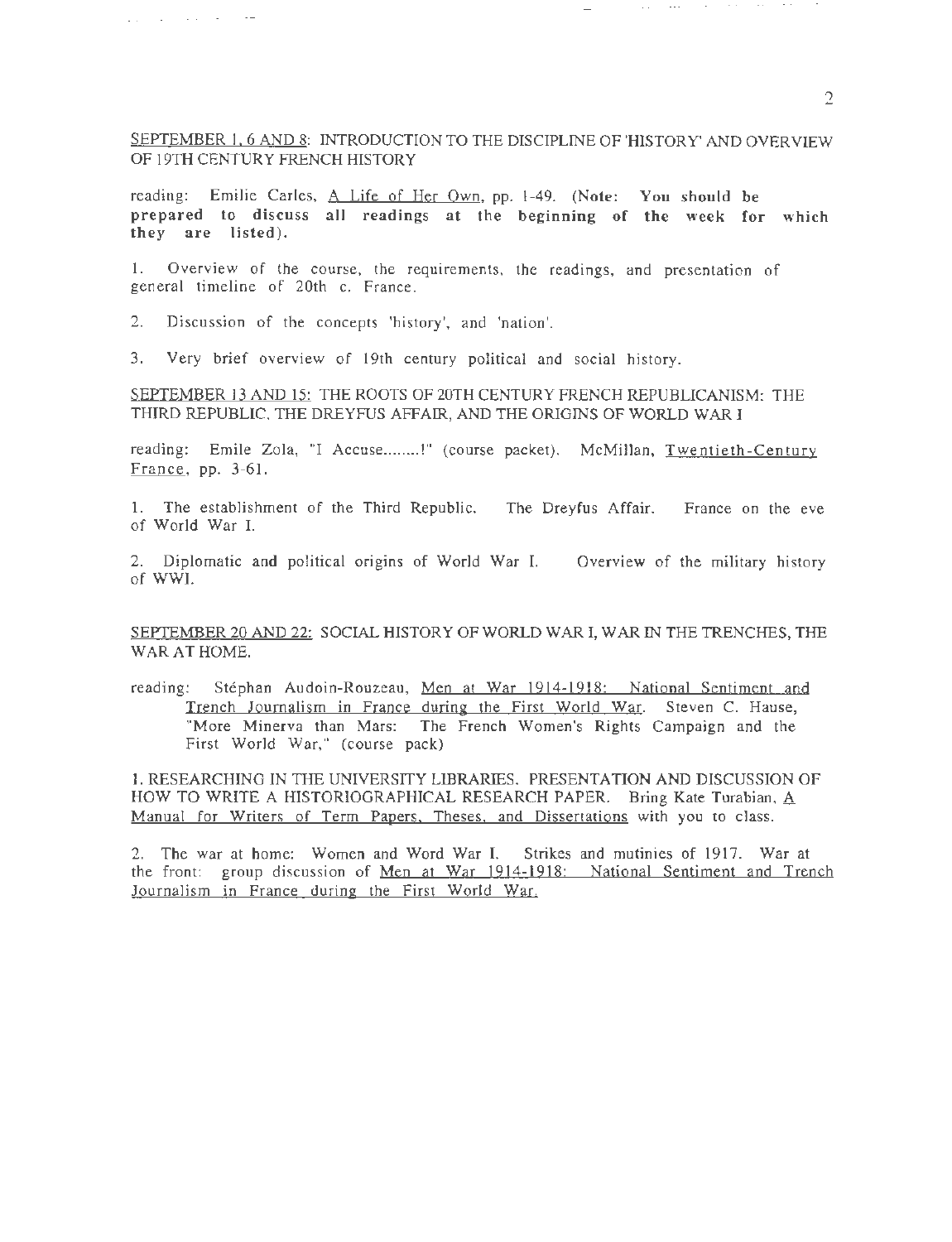<u>SEPTEMBER 1, 6 AND 8:</u> INTRODUCTION TO THE DISCIPLINE OF 'HISTORY' AND OVERVIEW OF 19TH CENTURY FRENCH HISTORY

reading: Emilie Carles, <u>A Life of Her Own</u>, pp. 1-49. (**Note: You should be prepared to discuss all readings at the beginning of the week for which they are listed**).

1. Overview of the course, the requirements, the readings, and presentation of general timeline of 20th c. France.

2. Discussion of the concepts 'history', and 'nation'.

3. Very brief overview of 19th century political and social history.

<u>SEPTEMBER 13 AND 15:</u> THE ROOTS OF 20TH CENTURY FRENCH REPUBLICANISM: THE THIRD REPUBLIC, THE DREYFUS AFFAIR, AND THE ORIGINS OF WORLD WAR I

reading: Emile Zola, "I Accuse........!" (course packet). McMillan, <u>Twentieth-Century France</u>, pp. 3-61.

1. The establishment of the Third Republic. The Dreyfus Affair. France on the eve of World War I.

2. Diplomatic and political origins of World War I. Overview of the military history of WWI.

<u>SEPTEMBER 20 AND 22:</u> SOCIAL HISTORY OF WORLD WAR I, WAR IN THE TRENCHES, THE WAR AT HOME.

reading: Stéphan Audoin-Rouzeau, <u>Men at War 1914-1918: National Sentiment and Trench Journalism in France during the First World War</u>. Steven C. Hause, "More Minerva than Mars: The French Women's Rights Campaign and the First World War," (course pack)

1. RESEARCHING IN THE UNIVERSITY LIBRARIES. PRESENTATION AND DISCUSSION OF HOW TO WRITE A HISTORIOGRAPHICAL RESEARCH PAPER. Bring Kate Turabian, <u>A Manual for Writers of Term Papers, Theses, and Dissertations</u> with you to class.

2. The war at home: Women and Word War I. Strikes and mutinies of 1917. War at the front: group discussion of <u>Men at War 1914-1918: National Sentiment and Trench Journalism in France during the First World War.</u>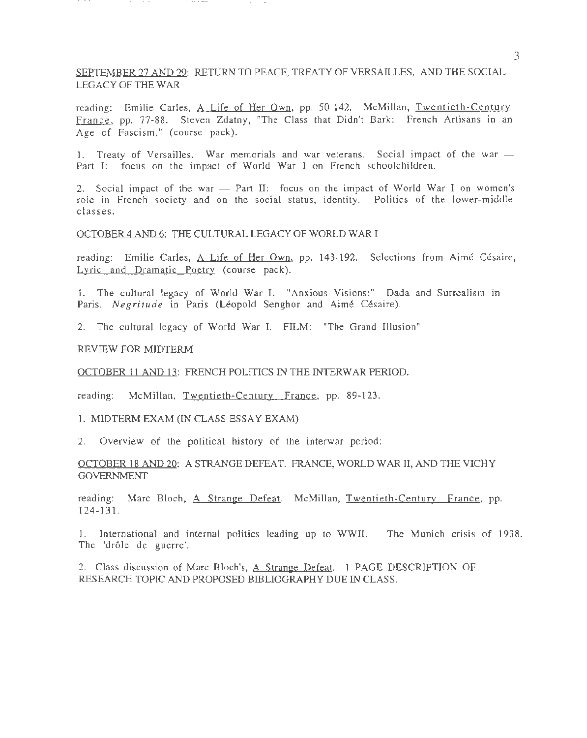SEPTEMBER 27 AND 29: RETURN TO PEACE, TREATY OF VERSAILLES, AND THE SOCIAL LEGACY OF THE WAR

reading: Emilie Carles, A Life of Her Own, pp. 50-142. McMillan, Twentieth-Century France, pp. 77-88. Steven Zdatny, "The Class that Didn't Bark: French Artisans in an Age of Fascism," (course pack).

1. Treaty of Versailles. War memorials and war veterans. Social impact of the war — Part I: focus on the impact of World War I on French schoolchildren.

2. Social impact of the war — Part II: focus on the impact of World War I on women's role in French society and on the social status, identity. Politics of the lower-middle classes.

OCTOBER 4 AND 6: THE CULTURAL LEGACY OF WORLD WAR I

reading: Emilie Carles, A Life of Her Own, pp. 143-192. Selections from Aimé Césaire, Lyric and Dramatic Poetry (course pack).

1. The cultural legacy of World War I. "Anxious Visions:" Dada and Surrealism in Paris. *Negritude* in Paris (Léopold Senghor and Aimé Césaire).

2. The cultural legacy of World War I. FILM: "The Grand Illusion"

REVIEW FOR MIDTERM

OCTOBER 11 AND 13: FRENCH POLITICS IN THE INTERWAR PERIOD.

reading: McMillan, Twentieth-Century France, pp. 89-123.

1. MIDTERM EXAM (IN CLASS ESSAY EXAM)

2. Overview of the political history of the interwar period:

OCTOBER 18 AND 20: A STRANGE DEFEAT. FRANCE, WORLD WAR II, AND THE VICHY GOVERNMENT

reading: Marc Bloch, A Strange Defeat. McMillan, Twentieth-Century France, pp. 124-131.

1. International and internal politics leading up to WWII. The Munich crisis of 1938. The 'drôle de guerre'.

2. Class discussion of Marc Bloch's, A Strange Defeat. 1 PAGE DESCRIPTION OF RESEARCH TOPIC AND PROPOSED BIBLIOGRAPHY DUE IN CLASS.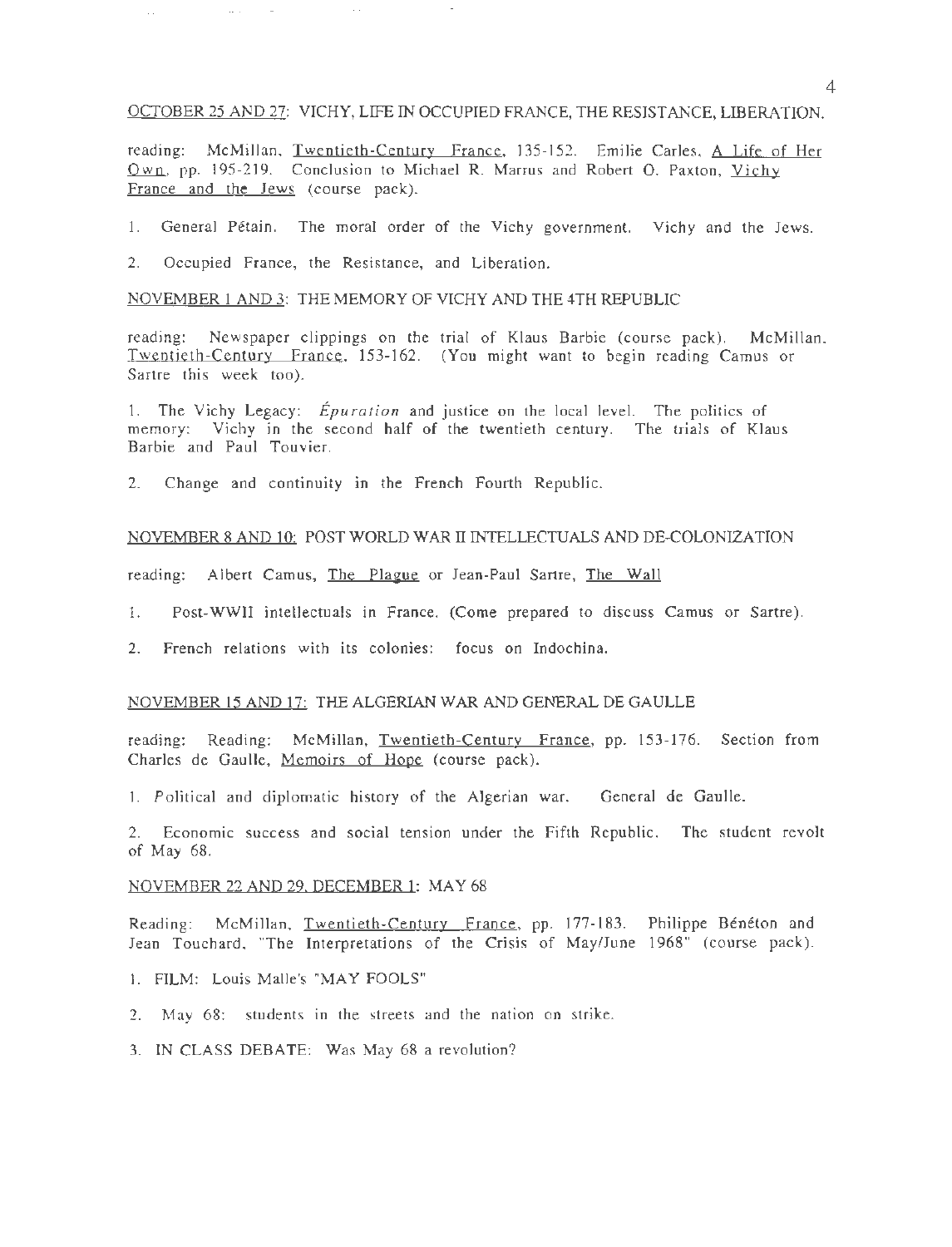OCTOBER 25 AND 27: VICHY, LIFE IN OCCUPIED FRANCE, THE RESISTANCE, LIBERATION.

reading: McMillan, Twentieth-Century France, 135-152. Emilie Carles, A Life of Her Own, pp. 195-219. Conclusion to Michael R. Marrus and Robert O. Paxton, Vichy France and the Jews (course pack).

1. General Pétain. The moral order of the Vichy government. Vichy and the Jews.

2. Occupied France, the Resistance, and Liberation.

NOVEMBER 1 AND 3: THE MEMORY OF VICHY AND THE 4TH REPUBLIC

reading: Newspaper clippings on the trial of Klaus Barbie (course pack). McMillan, Twentieth-Century France, 153-162. (You might want to begin reading Camus or Sartre this week too).

1. The Vichy Legacy: *Épuration* and justice on the local level. The politics of memory: Vichy in the second half of the twentieth century. The trials of Klaus Barbie and Paul Touvier.

2. Change and continuity in the French Fourth Republic.

NOVEMBER 8 AND 10: POST WORLD WAR II INTELLECTUALS AND DE-COLONIZATION

reading: Albert Camus, The Plague or Jean-Paul Sartre, The Wall

1. Post-WWII intellectuals in France. (Come prepared to discuss Camus or Sartre).

2. French relations with its colonies: focus on Indochina.

NOVEMBER 15 AND 17: THE ALGERIAN WAR AND GENERAL DE GAULLE

reading: Reading: McMillan, Twentieth-Century France, pp. 153-176. Section from Charles de Gaulle, Memoirs of Hope (course pack).

1. Political and diplomatic history of the Algerian war. General de Gaulle.

2. Economic success and social tension under the Fifth Republic. The student revolt of May 68.

NOVEMBER 22 AND 29, DECEMBER 1: MAY 68

Reading: McMillan, Twentieth-Century France, pp. 177-183. Philippe Bénéton and Jean Touchard, "The Interpretations of the Crisis of May/June 1968" (course pack).

1. FILM: Louis Malle's "MAY FOOLS"

2. May 68: students in the streets and the nation on strike.

3. IN CLASS DEBATE: Was May 68 a revolution?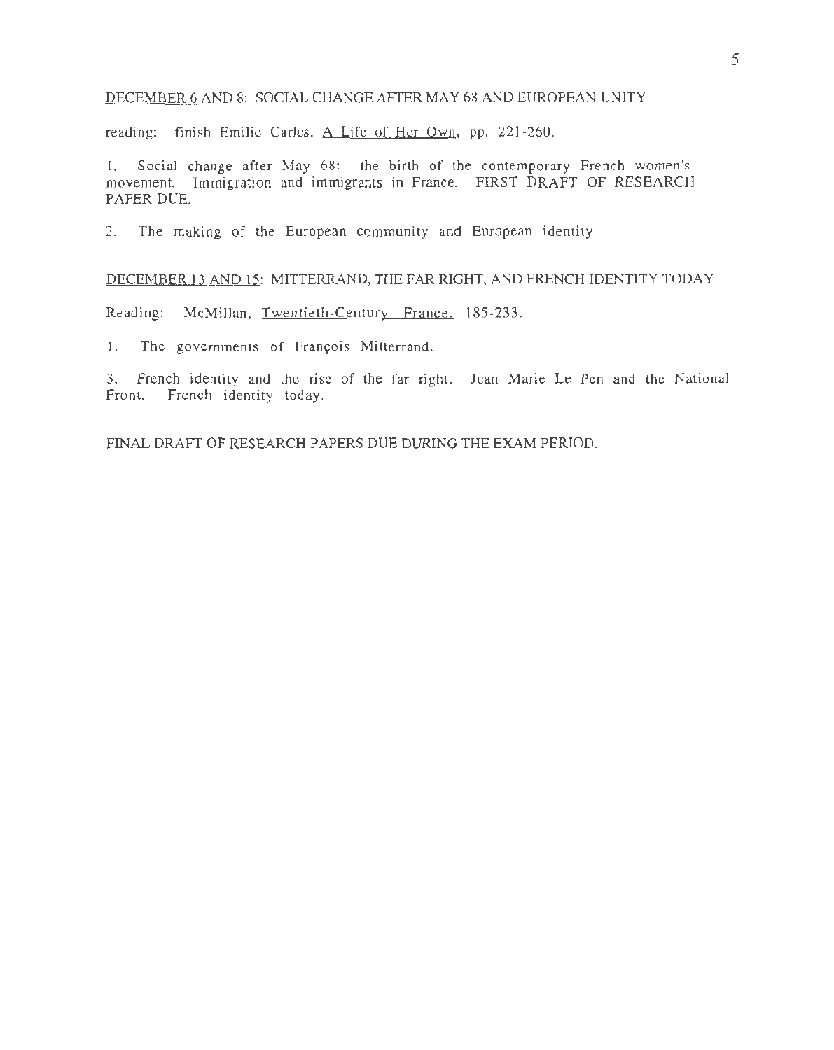<u>DECEMBER 6 AND 8</u>: SOCIAL CHANGE AFTER MAY 68 AND EUROPEAN UNITY

reading: finish Emilie Carles, <u>A Life of Her Own</u>, pp. 221-260.

1. Social change after May 68: the birth of the contemporary French women's movement. Immigration and immigrants in France. FIRST DRAFT OF RESEARCH PAPER DUE.

2. The making of the European community and European identity.

<u>DECEMBER 13 AND 15</u>: MITTERRAND, THE FAR RIGHT, AND FRENCH IDENTITY TODAY

Reading: McMillan, <u>Twentieth-Century France.</u> 185-233.

1. The governments of François Mitterrand.

3. French identity and the rise of the far right. Jean Marie Le Pen and the National Front. French identity today.

FINAL DRAFT OF RESEARCH PAPERS DUE DURING THE EXAM PERIOD.